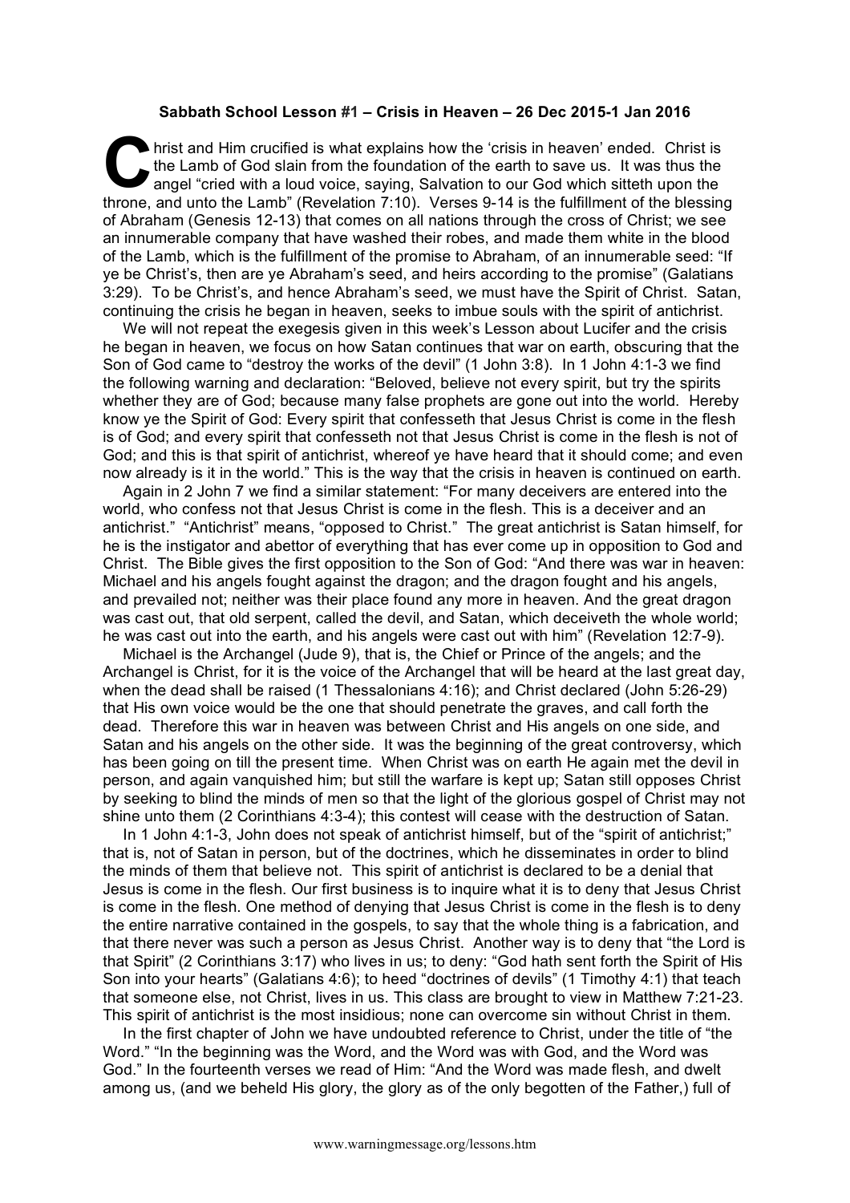**Sabbath School Lesson #1 – Crisis in Heaven – 26 Dec 2015-1 Jan 2016**

Christ and Him crucified is what explains how the 'crisis in heaven' ended. Christ is the Lamb of God slain from the foundation of the earth to save us. It was thus the angel "cried with a loud voice, saying, Salvation to our God which sitteth upon the throne, and unto the Lamb" (Revelation 7:10). Verses 9-14 is the fulfillment of the blessing of Abraham (Genesis 12-13) that comes on all nations through the cross of Christ; we see an innumerable company that have washed their robes, and made them white in the blood of the Lamb, which is the fulfillment of the promise to Abraham, of an innumerable seed: "If ye be Christ's, then are ye Abraham's seed, and heirs according to the promise" (Galatians 3:29). To be Christ's, and hence Abraham's seed, we must have the Spirit of Christ. Satan, continuing the crisis he began in heaven, seeks to imbue souls with the spirit of antichrist.

We will not repeat the exegesis given in this week's Lesson about Lucifer and the crisis he began in heaven, we focus on how Satan continues that war on earth, obscuring that the Son of God came to "destroy the works of the devil" (1 John 3:8). In 1 John 4:1-3 we find the following warning and declaration: "Beloved, believe not every spirit, but try the spirits whether they are of God; because many false prophets are gone out into the world. Hereby know ye the Spirit of God: Every spirit that confesseth that Jesus Christ is come in the flesh is of God; and every spirit that confesseth not that Jesus Christ is come in the flesh is not of God; and this is that spirit of antichrist, whereof ye have heard that it should come; and even now already is it in the world." This is the way that the crisis in heaven is continued on earth.

Again in 2 John 7 we find a similar statement: "For many deceivers are entered into the world, who confess not that Jesus Christ is come in the flesh. This is a deceiver and an antichrist." "Antichrist" means, "opposed to Christ." The great antichrist is Satan himself, for he is the instigator and abettor of everything that has ever come up in opposition to God and Christ. The Bible gives the first opposition to the Son of God: "And there was war in heaven: Michael and his angels fought against the dragon; and the dragon fought and his angels, and prevailed not; neither was their place found any more in heaven. And the great dragon was cast out, that old serpent, called the devil, and Satan, which deceiveth the whole world; he was cast out into the earth, and his angels were cast out with him" (Revelation 12:7-9).

Michael is the Archangel (Jude 9), that is, the Chief or Prince of the angels; and the Archangel is Christ, for it is the voice of the Archangel that will be heard at the last great day, when the dead shall be raised (1 Thessalonians 4:16); and Christ declared (John 5:26-29) that His own voice would be the one that should penetrate the graves, and call forth the dead. Therefore this war in heaven was between Christ and His angels on one side, and Satan and his angels on the other side. It was the beginning of the great controversy, which has been going on till the present time. When Christ was on earth He again met the devil in person, and again vanquished him; but still the warfare is kept up; Satan still opposes Christ by seeking to blind the minds of men so that the light of the glorious gospel of Christ may not shine unto them (2 Corinthians 4:3-4); this contest will cease with the destruction of Satan.

In 1 John 4:1-3, John does not speak of antichrist himself, but of the "spirit of antichrist;" that is, not of Satan in person, but of the doctrines, which he disseminates in order to blind the minds of them that believe not. This spirit of antichrist is declared to be a denial that Jesus is come in the flesh. Our first business is to inquire what it is to deny that Jesus Christ is come in the flesh. One method of denying that Jesus Christ is come in the flesh is to deny the entire narrative contained in the gospels, to say that the whole thing is a fabrication, and that there never was such a person as Jesus Christ. Another way is to deny that "the Lord is that Spirit" (2 Corinthians 3:17) who lives in us; to deny: "God hath sent forth the Spirit of His Son into your hearts" (Galatians 4:6); to heed "doctrines of devils" (1 Timothy 4:1) that teach that someone else, not Christ, lives in us. This class are brought to view in Matthew 7:21-23. This spirit of antichrist is the most insidious; none can overcome sin without Christ in them.

In the first chapter of John we have undoubted reference to Christ, under the title of "the Word." "In the beginning was the Word, and the Word was with God, and the Word was God." In the fourteenth verses we read of Him: "And the Word was made flesh, and dwelt among us, (and we beheld His glory, the glory as of the only begotten of the Father,) full of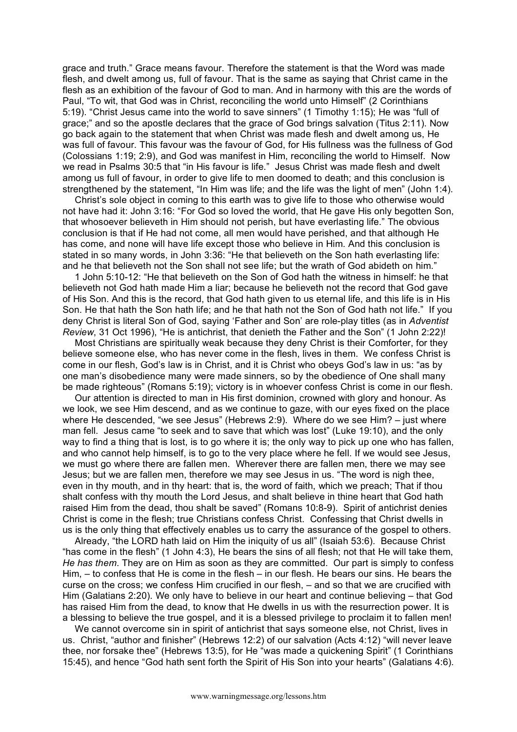grace and truth." Grace means favour. Therefore the statement is that the Word was made flesh, and dwelt among us, full of favour. That is the same as saying that Christ came in the flesh as an exhibition of the favour of God to man. And in harmony with this are the words of Paul, "To wit, that God was in Christ, reconciling the world unto Himself" (2 Corinthians 5:19). "Christ Jesus came into the world to save sinners" (1 Timothy 1:15); He was "full of grace;" and so the apostle declares that the grace of God brings salvation (Titus 2:11). Now go back again to the statement that when Christ was made flesh and dwelt among us, He was full of favour. This favour was the favour of God, for His fullness was the fullness of God (Colossians 1:19; 2:9), and God was manifest in Him, reconciling the world to Himself. Now we read in Psalms 30:5 that "in His favour is life." Jesus Christ was made flesh and dwelt among us full of favour, in order to give life to men doomed to death; and this conclusion is strengthened by the statement, "In Him was life; and the life was the light of men" (John 1:4).

Christ's sole object in coming to this earth was to give life to those who otherwise would not have had it: John 3:16: "For God so loved the world, that He gave His only begotten Son, that whosoever believeth in Him should not perish, but have everlasting life." The obvious conclusion is that if He had not come, all men would have perished, and that although He has come, and none will have life except those who believe in Him. And this conclusion is stated in so many words, in John 3:36: "He that believeth on the Son hath everlasting life: and he that believeth not the Son shall not see life; but the wrath of God abideth on him."

1 John 5:10-12: "He that believeth on the Son of God hath the witness in himself: he that believeth not God hath made Him a liar; because he believeth not the record that God gave of His Son. And this is the record, that God hath given to us eternal life, and this life is in His Son. He that hath the Son hath life; and he that hath not the Son of God hath not life." If you deny Christ is literal Son of God, saying 'Father and Son' are role-play titles (as in *Adventist Review*, 31 Oct 1996), "He is antichrist, that denieth the Father and the Son" (1 John 2:22)!

Most Christians are spiritually weak because they deny Christ is their Comforter, for they believe someone else, who has never come in the flesh, lives in them. We confess Christ is come in our flesh, God's law is in Christ, and it is Christ who obeys God's law in us: "as by one man's disobedience many were made sinners, so by the obedience of One shall many be made righteous" (Romans 5:19); victory is in whoever confess Christ is come in our flesh.

Our attention is directed to man in His first dominion, crowned with glory and honour. As we look, we see Him descend, and as we continue to gaze, with our eyes fixed on the place where He descended, "we see Jesus" (Hebrews 2:9). Where do we see Him? – just where man fell. Jesus came "to seek and to save that which was lost" (Luke 19:10), and the only way to find a thing that is lost, is to go where it is; the only way to pick up one who has fallen, and who cannot help himself, is to go to the very place where he fell. If we would see Jesus, we must go where there are fallen men. Wherever there are fallen men, there we may see Jesus; but we are fallen men, therefore we may see Jesus in us. "The word is nigh thee, even in thy mouth, and in thy heart: that is, the word of faith, which we preach; That if thou shalt confess with thy mouth the Lord Jesus, and shalt believe in thine heart that God hath raised Him from the dead, thou shalt be saved" (Romans 10:8-9). Spirit of antichrist denies Christ is come in the flesh; true Christians confess Christ. Confessing that Christ dwells in us is the only thing that effectively enables us to carry the assurance of the gospel to others.

Already, "the LORD hath laid on Him the iniquity of us all" (Isaiah 53:6). Because Christ "has come in the flesh" (1 John 4:3), He bears the sins of all flesh; not that He will take them, *He has them*. They are on Him as soon as they are committed. Our part is simply to confess Him, – to confess that He is come in the flesh – in our flesh. He bears our sins. He bears the curse on the cross; we confess Him crucified in our flesh, – and so that we are crucified with Him (Galatians 2:20). We only have to believe in our heart and continue believing – that God has raised Him from the dead, to know that He dwells in us with the resurrection power. It is a blessing to believe the true gospel, and it is a blessed privilege to proclaim it to fallen men!

We cannot overcome sin in spirit of antichrist that says someone else, not Christ, lives in us. Christ, "author and finisher" (Hebrews 12:2) of our salvation (Acts 4:12) "will never leave thee, nor forsake thee" (Hebrews 13:5), for He "was made a quickening Spirit" (1 Corinthians 15:45), and hence "God hath sent forth the Spirit of His Son into your hearts" (Galatians 4:6).

www.warningmessage.org/lessons.htm